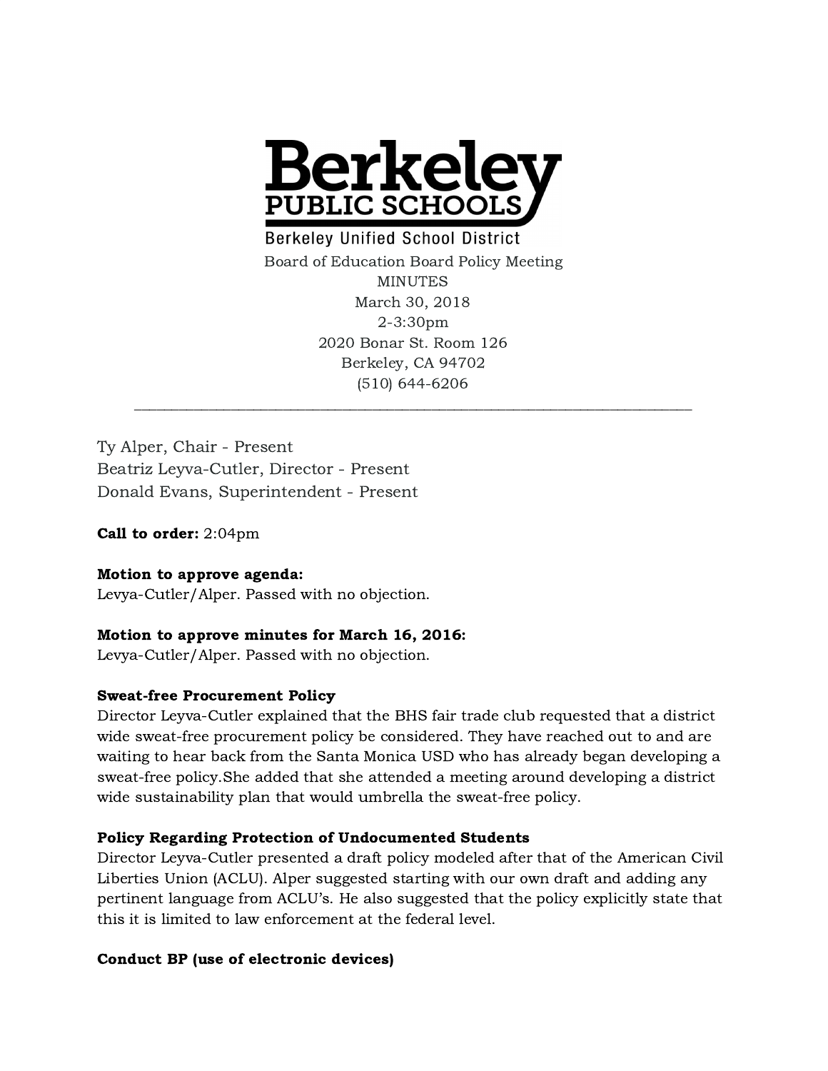# Berkeley PUBLIC SCHOOLS

Berkeley Unified School District

Board of Education Board Policy Meeting
MINUTES
March 30, 2018
2-3:30pm
2020 Bonar St. Room 126
Berkeley, CA 94702
(510) 644-6206

---

Ty Alper, Chair - Present
Beatriz Leyva-Cutler, Director - Present
Donald Evans, Superintendent - Present

**Call to order:** 2:04pm

**Motion to approve agenda:**
Levya-Cutler/Alper. Passed with no objection.

**Motion to approve minutes for March 16, 2016:**
Levya-Cutler/Alper. Passed with no objection.

**Sweat-free Procurement Policy**
Director Leyva-Cutler explained that the BHS fair trade club requested that a district wide sweat-free procurement policy be considered. They have reached out to and are waiting to hear back from the Santa Monica USD who has already began developing a sweat-free policy.She added that she attended a meeting around developing a district wide sustainability plan that would umbrella the sweat-free policy.

**Policy Regarding Protection of Undocumented Students**
Director Leyva-Cutler presented a draft policy modeled after that of the American Civil Liberties Union (ACLU). Alper suggested starting with our own draft and adding any pertinent language from ACLU's. He also suggested that the policy explicitly state that this it is limited to law enforcement at the federal level.

**Conduct BP (use of electronic devices)**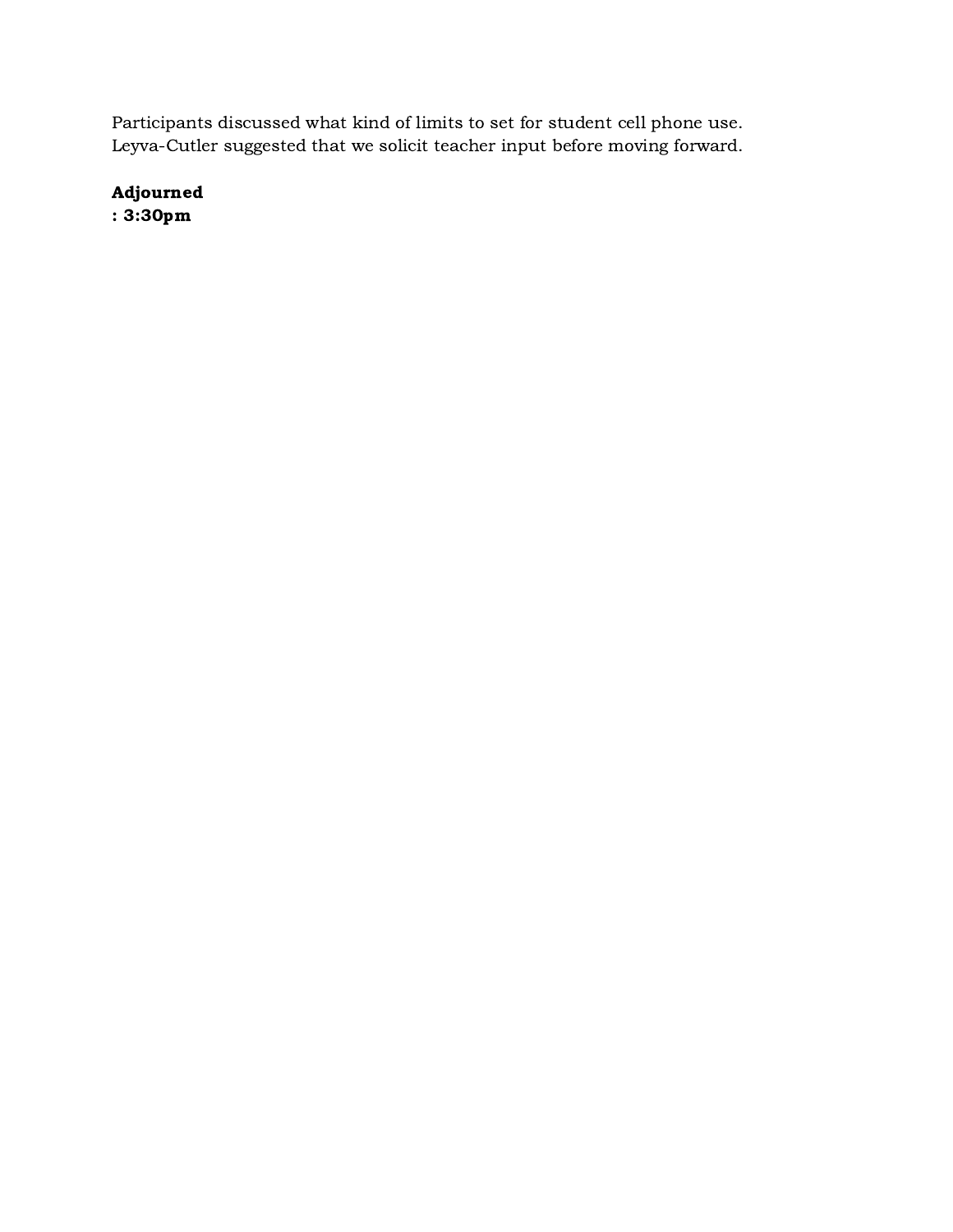Participants discussed what kind of limits to set for student cell phone use. Leyva-Cutler suggested that we solicit teacher input before moving forward.

**Adjourned**
**: 3:30pm**